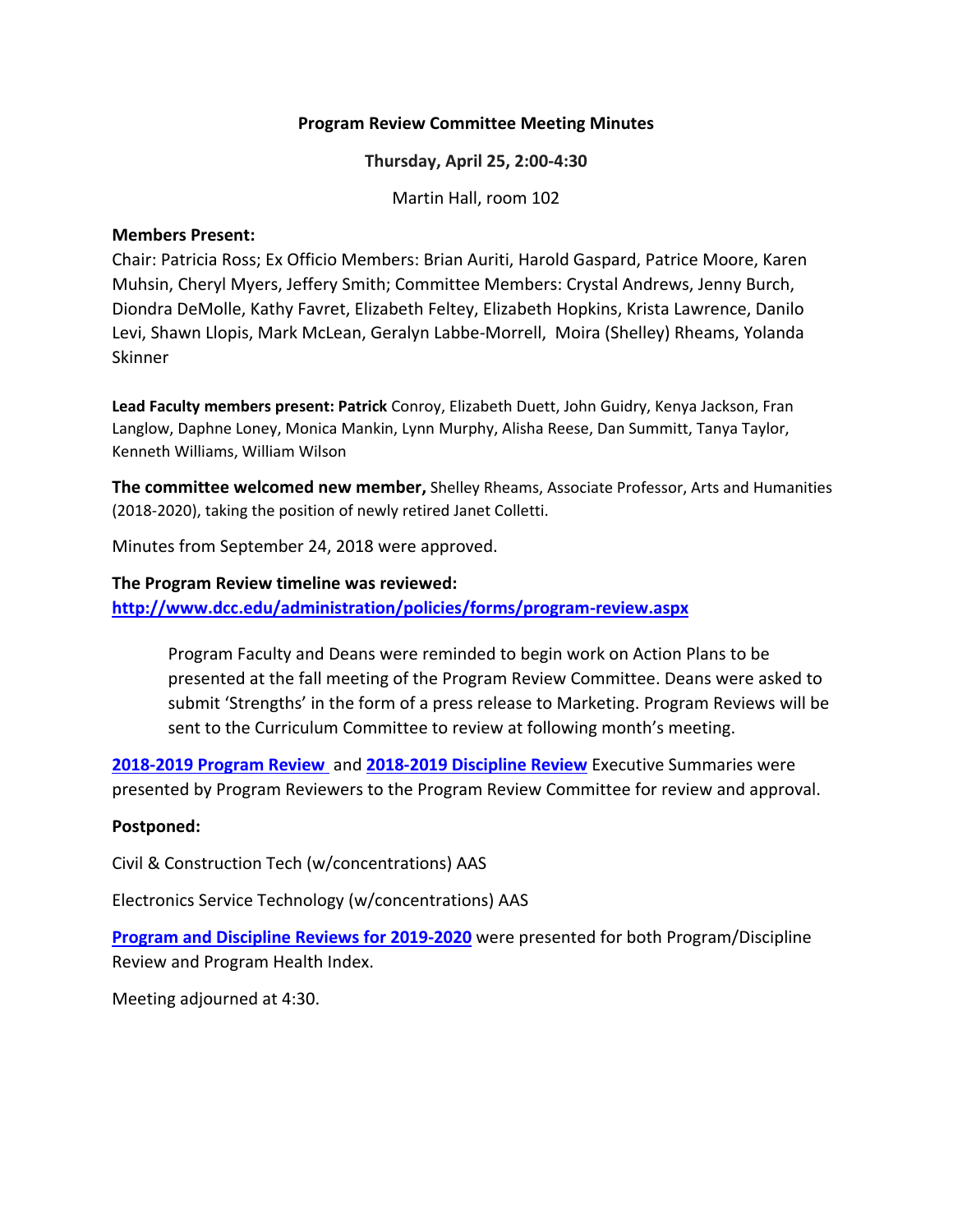**Program Review Committee Meeting Minutes**

**Thursday, April 25, 2:00-4:30**

Martin Hall, room 102

**Members Present:**

Chair: Patricia Ross; Ex Officio Members: Brian Auriti, Harold Gaspard, Patrice Moore, Karen Muhsin, Cheryl Myers, Jeffery Smith; Committee Members: Crystal Andrews, Jenny Burch, Diondra DeMolle, Kathy Favret, Elizabeth Feltey, Elizabeth Hopkins, Krista Lawrence, Danilo Levi, Shawn Llopis, Mark McLean, Geralyn Labbe-Morrell, Moira (Shelley) Rheams, Yolanda Skinner

**Lead Faculty members present: Patrick** Conroy, Elizabeth Duett, John Guidry, Kenya Jackson, Fran Langlow, Daphne Loney, Monica Mankin, Lynn Murphy, Alisha Reese, Dan Summitt, Tanya Taylor, Kenneth Williams, William Wilson

**The committee welcomed new member,** Shelley Rheams, Associate Professor, Arts and Humanities (2018-2020), taking the position of newly retired Janet Colletti.

Minutes from September 24, 2018 were approved.

**The Program Review timeline was reviewed:**
**http://www.dcc.edu/administration/policies/forms/program-review.aspx**

> Program Faculty and Deans were reminded to begin work on Action Plans to be presented at the fall meeting of the Program Review Committee. Deans were asked to submit 'Strengths' in the form of a press release to Marketing. Program Reviews will be sent to the Curriculum Committee to review at following month's meeting.

**2018-2019 Program Review** and **2018-2019 Discipline Review** Executive Summaries were presented by Program Reviewers to the Program Review Committee for review and approval.

**Postponed:**

Civil & Construction Tech (w/concentrations) AAS

Electronics Service Technology (w/concentrations) AAS

**Program and Discipline Reviews for 2019-2020** were presented for both Program/Discipline Review and Program Health Index.

Meeting adjourned at 4:30.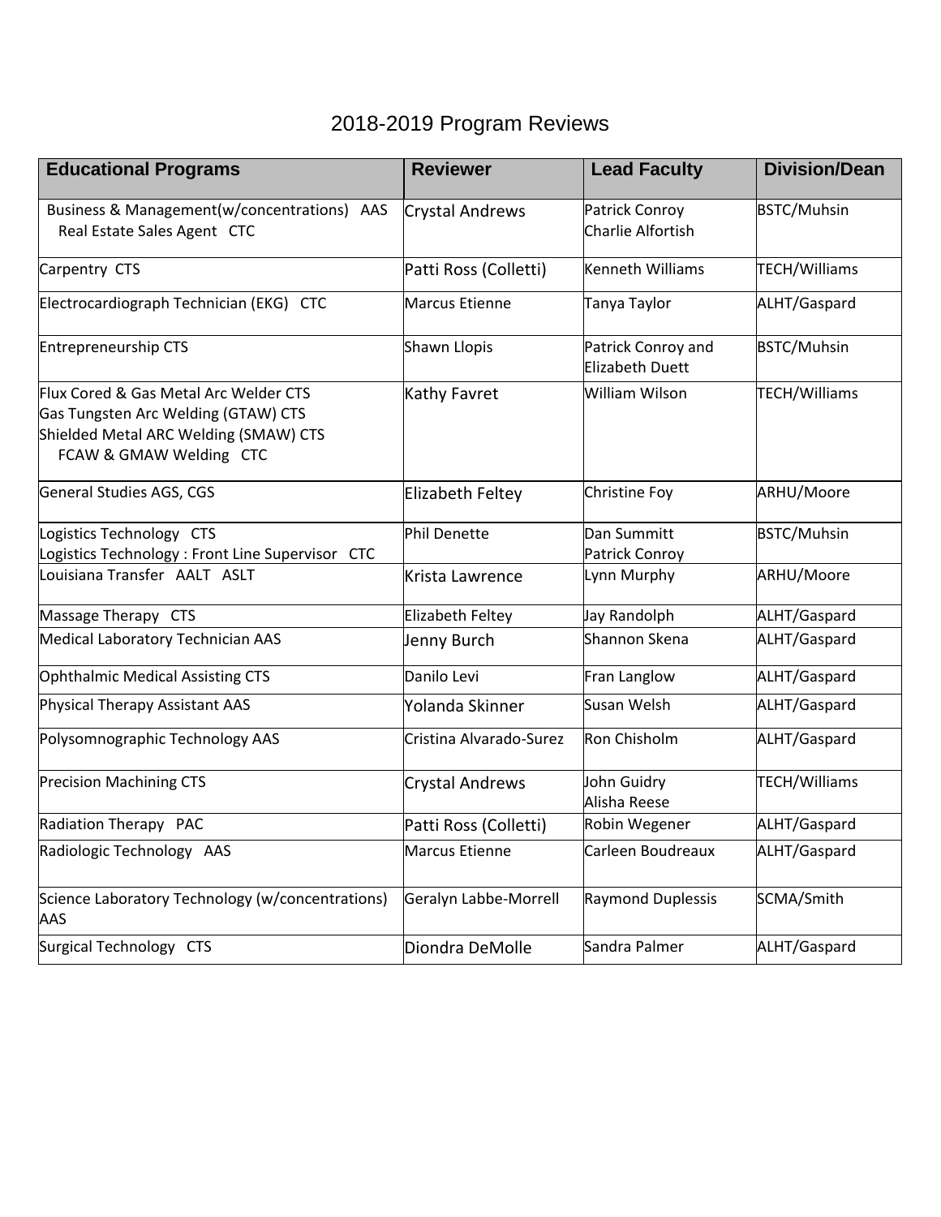# 2018-2019 Program Reviews

| Educational Programs | Reviewer | Lead Faculty | Division/Dean |
|---|---|---|---|
| Business & Management(w/concentrations) AAS<br>Real Estate Sales Agent CTC | Crystal Andrews | Patrick Conroy<br>Charlie Alfortish | BSTC/Muhsin |
| Carpentry CTS | Patti Ross (Colletti) | Kenneth Williams | TECH/Williams |
| Electrocardiograph Technician (EKG) CTC | Marcus Etienne | Tanya Taylor | ALHT/Gaspard |
| Entrepreneurship CTS | Shawn Llopis | Patrick Conroy and Elizabeth Duett | BSTC/Muhsin |
| Flux Cored & Gas Metal Arc Welder CTS<br>Gas Tungsten Arc Welding (GTAW) CTS<br>Shielded Metal ARC Welding (SMAW) CTS<br>FCAW & GMAW Welding CTC | Kathy Favret | William Wilson | TECH/Williams |
| General Studies AGS, CGS | Elizabeth Feltey | Christine Foy | ARHU/Moore |
| Logistics Technology CTS<br>Logistics Technology : Front Line Supervisor CTC | Phil Denette | Dan Summitt<br>Patrick Conroy | BSTC/Muhsin |
| Louisiana Transfer AALT ASLT | Krista Lawrence | Lynn Murphy | ARHU/Moore |
| Massage Therapy CTS | Elizabeth Feltey | Jay Randolph | ALHT/Gaspard |
| Medical Laboratory Technician AAS | Jenny Burch | Shannon Skena | ALHT/Gaspard |
| Ophthalmic Medical Assisting CTS | Danilo Levi | Fran Langlow | ALHT/Gaspard |
| Physical Therapy Assistant AAS | Yolanda Skinner | Susan Welsh | ALHT/Gaspard |
| Polysomnographic Technology AAS | Cristina Alvarado-Surez | Ron Chisholm | ALHT/Gaspard |
| Precision Machining CTS | Crystal Andrews | John Guidry<br>Alisha Reese | TECH/Williams |
| Radiation Therapy PAC | Patti Ross (Colletti) | Robin Wegener | ALHT/Gaspard |
| Radiologic Technology AAS | Marcus Etienne | Carleen Boudreaux | ALHT/Gaspard |
| Science Laboratory Technology (w/concentrations) AAS | Geralyn Labbe-Morrell | Raymond Duplessis | SCMA/Smith |
| Surgical Technology CTS | Diondra DeMolle | Sandra Palmer | ALHT/Gaspard |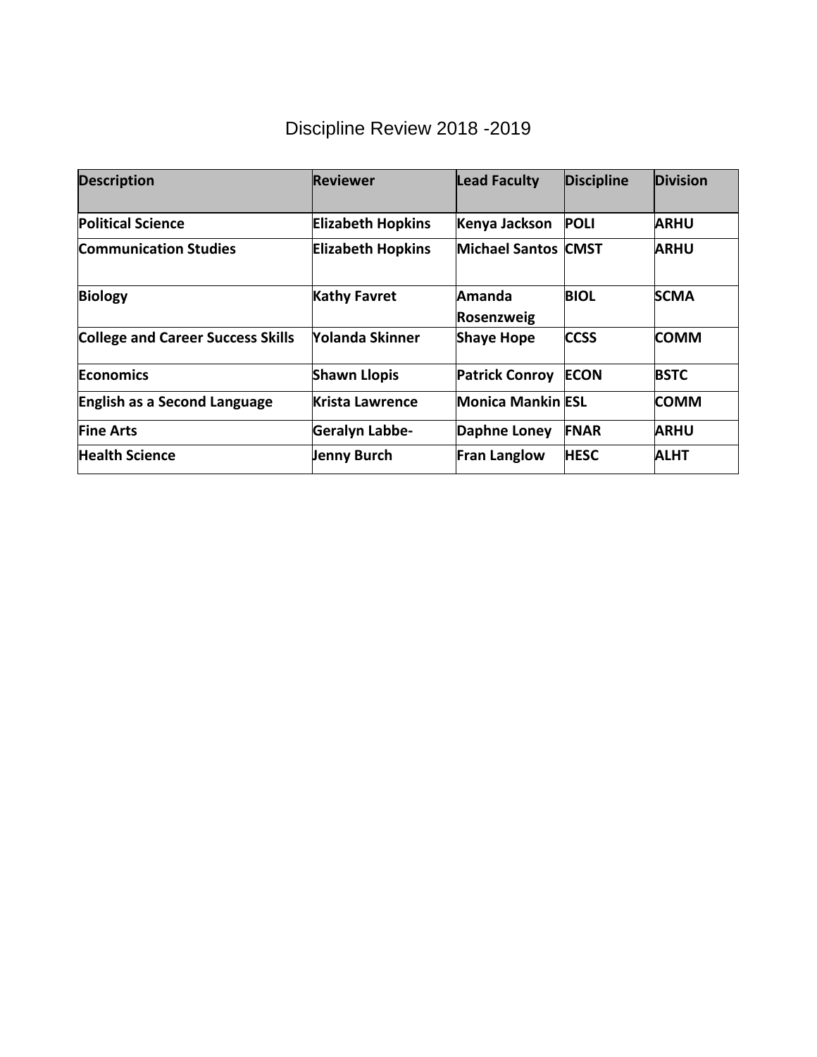# Discipline Review 2018 -2019

| Description | Reviewer | Lead Faculty | Discipline | Division |
|---|---|---|---|---|
| **Political Science** | **Elizabeth Hopkins** | **Kenya Jackson** | **POLI** | **ARHU** |
| **Communication Studies** | **Elizabeth Hopkins** | **Michael Santos** | **CMST** | **ARHU** |
| **Biology** | **Kathy Favret** | **Amanda Rosenzweig** | **BIOL** | **SCMA** |
| **College and Career Success Skills** | **Yolanda Skinner** | **Shaye Hope** | **CCSS** | **COMM** |
| **Economics** | **Shawn Llopis** | **Patrick Conroy** | **ECON** | **BSTC** |
| **English as a Second Language** | **Krista Lawrence** | **Monica Mankin** | **ESL** | **COMM** |
| **Fine Arts** | **Geralyn Labbe-** | **Daphne Loney** | **FNAR** | **ARHU** |
| **Health Science** | **Jenny Burch** | **Fran Langlow** | **HESC** | **ALHT** |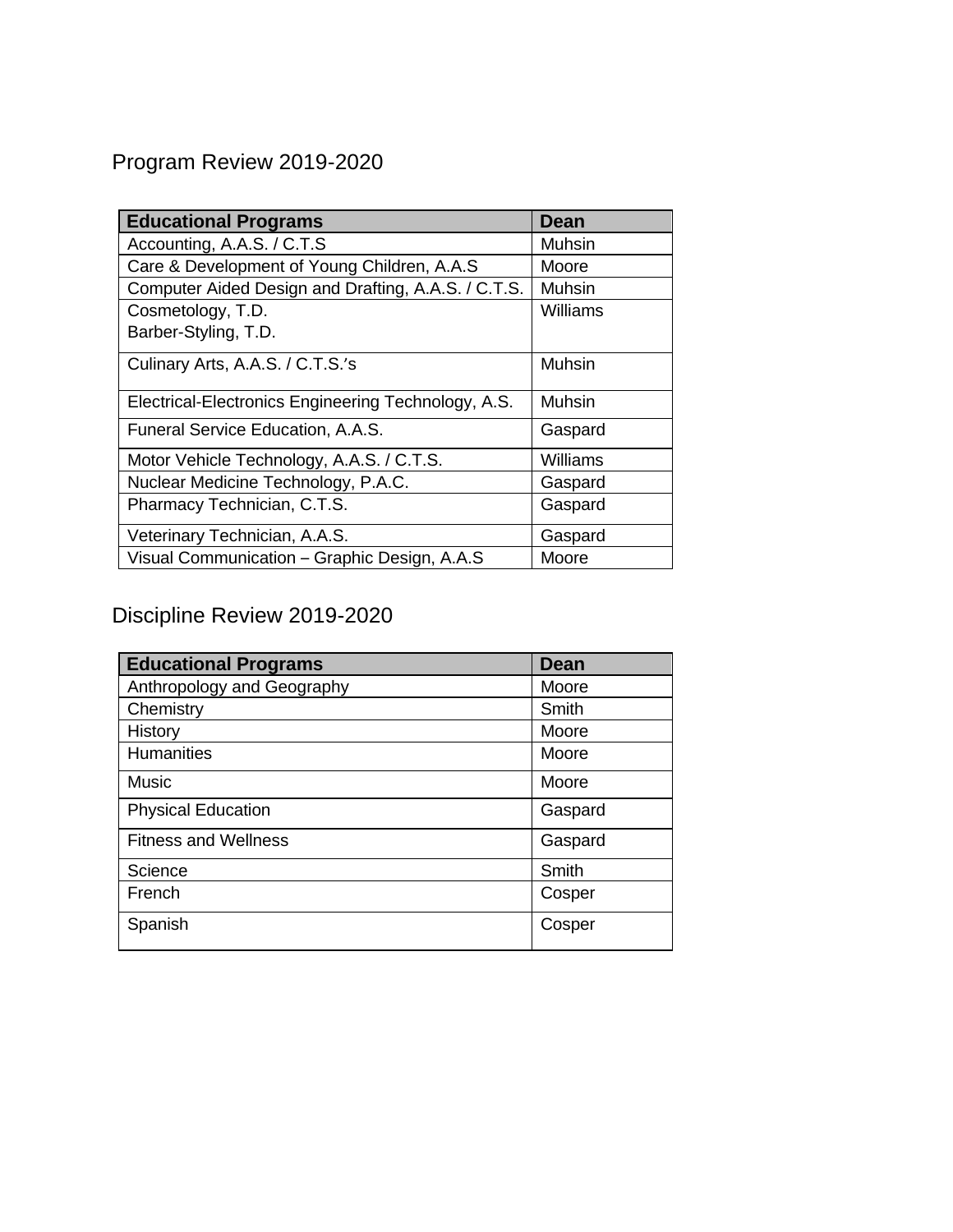## Program Review 2019-2020

| Educational Programs | Dean |
| --- | --- |
| Accounting, A.A.S. / C.T.S | Muhsin |
| Care & Development of Young Children, A.A.S | Moore |
| Computer Aided Design and Drafting, A.A.S. / C.T.S. | Muhsin |
| Cosmetology, T.D.<br>Barber-Styling, T.D. | Williams |
| Culinary Arts, A.A.S. / C.T.S.'s | Muhsin |
| Electrical-Electronics Engineering Technology, A.S. | Muhsin |
| Funeral Service Education, A.A.S. | Gaspard |
| Motor Vehicle Technology, A.A.S. / C.T.S. | Williams |
| Nuclear Medicine Technology, P.A.C. | Gaspard |
| Pharmacy Technician, C.T.S. | Gaspard |
| Veterinary Technician, A.A.S. | Gaspard |
| Visual Communication – Graphic Design, A.A.S | Moore |

## Discipline Review 2019-2020

| Educational Programs | Dean |
| --- | --- |
| Anthropology and Geography | Moore |
| Chemistry | Smith |
| History | Moore |
| Humanities | Moore |
| Music | Moore |
| Physical Education | Gaspard |
| Fitness and Wellness | Gaspard |
| Science | Smith |
| French | Cosper |
| Spanish | Cosper |